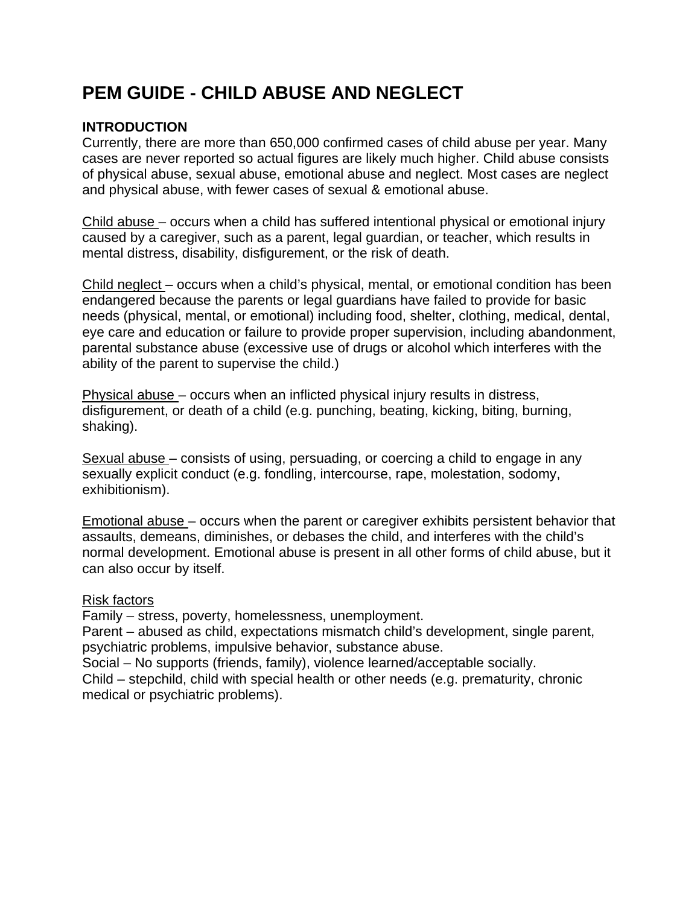# PEM GUIDE - CHILD ABUSE AND NEGLECT

**INTRODUCTION**

Currently, there are more than 650,000 confirmed cases of child abuse per year. Many cases are never reported so actual figures are likely much higher. Child abuse consists of physical abuse, sexual abuse, emotional abuse and neglect. Most cases are neglect and physical abuse, with fewer cases of sexual & emotional abuse.

<u>Child abuse</u> – occurs when a child has suffered intentional physical or emotional injury caused by a caregiver, such as a parent, legal guardian, or teacher, which results in mental distress, disability, disfigurement, or the risk of death.

<u>Child neglect</u> – occurs when a child's physical, mental, or emotional condition has been endangered because the parents or legal guardians have failed to provide for basic needs (physical, mental, or emotional) including food, shelter, clothing, medical, dental, eye care and education or failure to provide proper supervision, including abandonment, parental substance abuse (excessive use of drugs or alcohol which interferes with the ability of the parent to supervise the child.)

<u>Physical abuse</u> – occurs when an inflicted physical injury results in distress, disfigurement, or death of a child (e.g. punching, beating, kicking, biting, burning, shaking).

<u>Sexual abuse</u> – consists of using, persuading, or coercing a child to engage in any sexually explicit conduct (e.g. fondling, intercourse, rape, molestation, sodomy, exhibitionism).

<u>Emotional abuse</u> – occurs when the parent or caregiver exhibits persistent behavior that assaults, demeans, diminishes, or debases the child, and interferes with the child's normal development. Emotional abuse is present in all other forms of child abuse, but it can also occur by itself.

<u>Risk factors</u>

Family – stress, poverty, homelessness, unemployment.
Parent – abused as child, expectations mismatch child's development, single parent, psychiatric problems, impulsive behavior, substance abuse.
Social – No supports (friends, family), violence learned/acceptable socially.
Child – stepchild, child with special health or other needs (e.g. prematurity, chronic medical or psychiatric problems).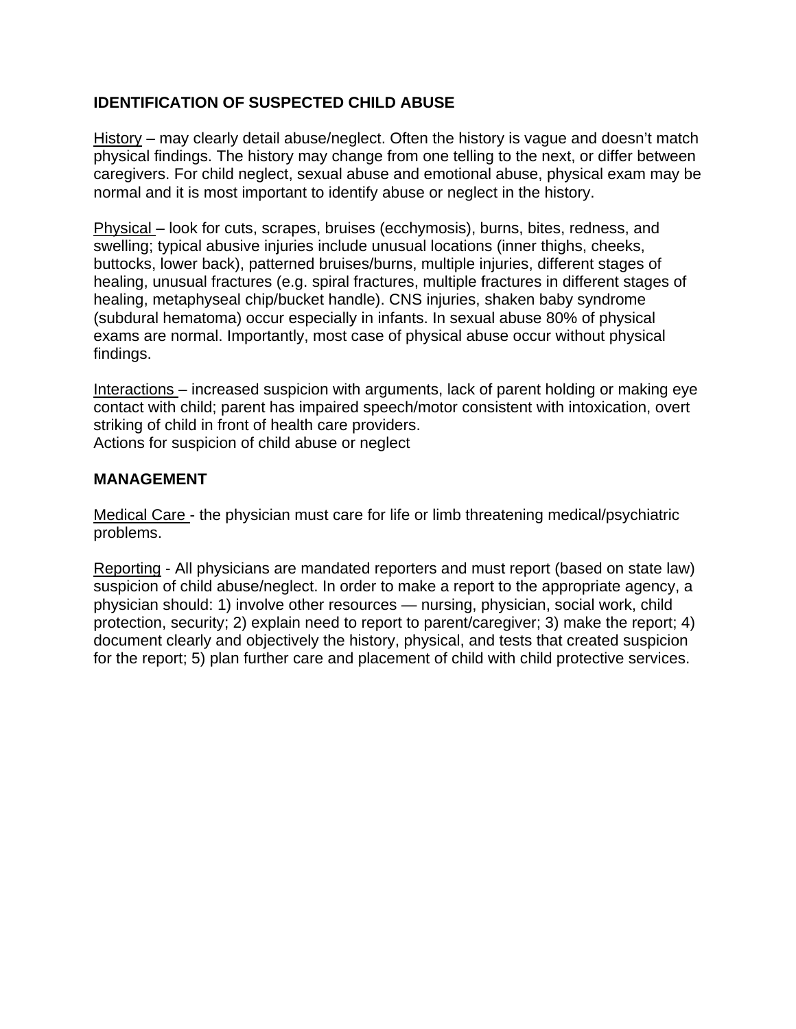## IDENTIFICATION OF SUSPECTED CHILD ABUSE

History – may clearly detail abuse/neglect. Often the history is vague and doesn't match physical findings. The history may change from one telling to the next, or differ between caregivers. For child neglect, sexual abuse and emotional abuse, physical exam may be normal and it is most important to identify abuse or neglect in the history.

Physical – look for cuts, scrapes, bruises (ecchymosis), burns, bites, redness, and swelling; typical abusive injuries include unusual locations (inner thighs, cheeks, buttocks, lower back), patterned bruises/burns, multiple injuries, different stages of healing, unusual fractures (e.g. spiral fractures, multiple fractures in different stages of healing, metaphyseal chip/bucket handle). CNS injuries, shaken baby syndrome (subdural hematoma) occur especially in infants. In sexual abuse 80% of physical exams are normal. Importantly, most case of physical abuse occur without physical findings.

Interactions – increased suspicion with arguments, lack of parent holding or making eye contact with child; parent has impaired speech/motor consistent with intoxication, overt striking of child in front of health care providers.
Actions for suspicion of child abuse or neglect

## MANAGEMENT

Medical Care - the physician must care for life or limb threatening medical/psychiatric problems.

Reporting - All physicians are mandated reporters and must report (based on state law) suspicion of child abuse/neglect. In order to make a report to the appropriate agency, a physician should: 1) involve other resources — nursing, physician, social work, child protection, security; 2) explain need to report to parent/caregiver; 3) make the report; 4) document clearly and objectively the history, physical, and tests that created suspicion for the report; 5) plan further care and placement of child with child protective services.